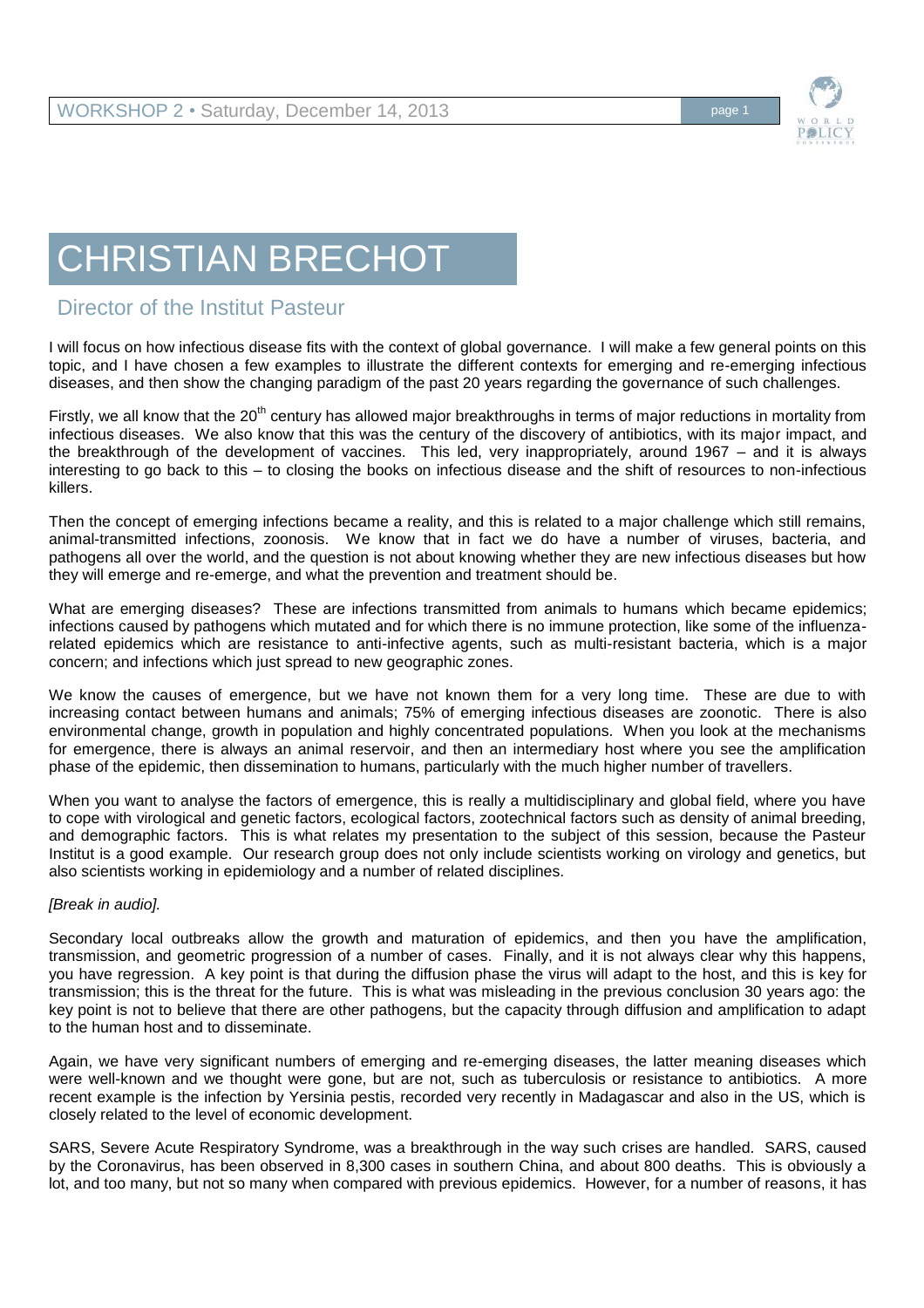# CHRISTIAN BRECHOT

## Director of the Institut Pasteur

I will focus on how infectious disease fits with the context of global governance. I will make a few general points on this topic, and I have chosen a few examples to illustrate the different contexts for emerging and re-emerging infectious diseases, and then show the changing paradigm of the past 20 years regarding the governance of such challenges.

Firstly, we all know that the 20th century has allowed major breakthroughs in terms of major reductions in mortality from infectious diseases. We also know that this was the century of the discovery of antibiotics, with its major impact, and the breakthrough of the development of vaccines. This led, very inappropriately, around 1967 – and it is always interesting to go back to this – to closing the books on infectious disease and the shift of resources to non-infectious killers.

Then the concept of emerging infections became a reality, and this is related to a major challenge which still remains, animal-transmitted infections, zoonosis. We know that in fact we do have a number of viruses, bacteria, and pathogens all over the world, and the question is not about knowing whether they are new infectious diseases but how they will emerge and re-emerge, and what the prevention and treatment should be.

What are emerging diseases? These are infections transmitted from animals to humans which became epidemics; infections caused by pathogens which mutated and for which there is no immune protection, like some of the influenza-related epidemics which are resistance to anti-infective agents, such as multi-resistant bacteria, which is a major concern; and infections which just spread to new geographic zones.

We know the causes of emergence, but we have not known them for a very long time. These are due to with increasing contact between humans and animals; 75% of emerging infectious diseases are zoonotic. There is also environmental change, growth in population and highly concentrated populations. When you look at the mechanisms for emergence, there is always an animal reservoir, and then an intermediary host where you see the amplification phase of the epidemic, then dissemination to humans, particularly with the much higher number of travellers.

When you want to analyse the factors of emergence, this is really a multidisciplinary and global field, where you have to cope with virological and genetic factors, ecological factors, zootechnical factors such as density of animal breeding, and demographic factors. This is what relates my presentation to the subject of this session, because the Pasteur Institut is a good example. Our research group does not only include scientists working on virology and genetics, but also scientists working in epidemiology and a number of related disciplines.

*[Break in audio].*

Secondary local outbreaks allow the growth and maturation of epidemics, and then you have the amplification, transmission, and geometric progression of a number of cases. Finally, and it is not always clear why this happens, you have regression. A key point is that during the diffusion phase the virus will adapt to the host, and this is key for transmission; this is the threat for the future. This is what was misleading in the previous conclusion 30 years ago: the key point is not to believe that there are other pathogens, but the capacity through diffusion and amplification to adapt to the human host and to disseminate.

Again, we have very significant numbers of emerging and re-emerging diseases, the latter meaning diseases which were well-known and we thought were gone, but are not, such as tuberculosis or resistance to antibiotics. A more recent example is the infection by Yersinia pestis, recorded very recently in Madagascar and also in the US, which is closely related to the level of economic development.

SARS, Severe Acute Respiratory Syndrome, was a breakthrough in the way such crises are handled. SARS, caused by the Coronavirus, has been observed in 8,300 cases in southern China, and about 800 deaths. This is obviously a lot, and too many, but not so many when compared with previous epidemics. However, for a number of reasons, it has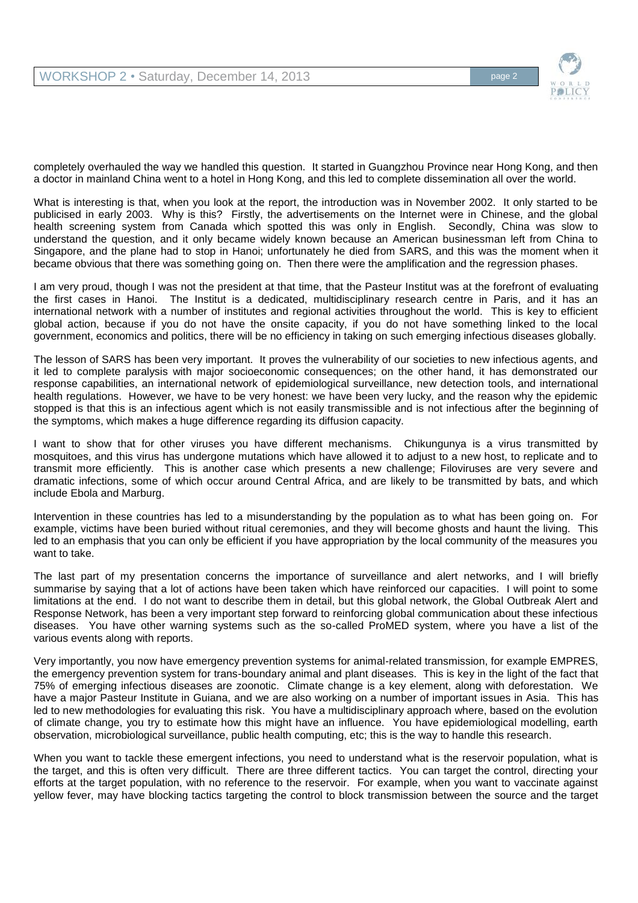completely overhauled the way we handled this question. It started in Guangzhou Province near Hong Kong, and then a doctor in mainland China went to a hotel in Hong Kong, and this led to complete dissemination all over the world.

What is interesting is that, when you look at the report, the introduction was in November 2002. It only started to be publicised in early 2003. Why is this? Firstly, the advertisements on the Internet were in Chinese, and the global health screening system from Canada which spotted this was only in English. Secondly, China was slow to understand the question, and it only became widely known because an American businessman left from China to Singapore, and the plane had to stop in Hanoi; unfortunately he died from SARS, and this was the moment when it became obvious that there was something going on. Then there were the amplification and the regression phases.

I am very proud, though I was not the president at that time, that the Pasteur Institut was at the forefront of evaluating the first cases in Hanoi. The Institut is a dedicated, multidisciplinary research centre in Paris, and it has an international network with a number of institutes and regional activities throughout the world. This is key to efficient global action, because if you do not have the onsite capacity, if you do not have something linked to the local government, economics and politics, there will be no efficiency in taking on such emerging infectious diseases globally.

The lesson of SARS has been very important. It proves the vulnerability of our societies to new infectious agents, and it led to complete paralysis with major socioeconomic consequences; on the other hand, it has demonstrated our response capabilities, an international network of epidemiological surveillance, new detection tools, and international health regulations. However, we have to be very honest: we have been very lucky, and the reason why the epidemic stopped is that this is an infectious agent which is not easily transmissible and is not infectious after the beginning of the symptoms, which makes a huge difference regarding its diffusion capacity.

I want to show that for other viruses you have different mechanisms. Chikungunya is a virus transmitted by mosquitoes, and this virus has undergone mutations which have allowed it to adjust to a new host, to replicate and to transmit more efficiently. This is another case which presents a new challenge; Filoviruses are very severe and dramatic infections, some of which occur around Central Africa, and are likely to be transmitted by bats, and which include Ebola and Marburg.

Intervention in these countries has led to a misunderstanding by the population as to what has been going on. For example, victims have been buried without ritual ceremonies, and they will become ghosts and haunt the living. This led to an emphasis that you can only be efficient if you have appropriation by the local community of the measures you want to take.

The last part of my presentation concerns the importance of surveillance and alert networks, and I will briefly summarise by saying that a lot of actions have been taken which have reinforced our capacities. I will point to some limitations at the end. I do not want to describe them in detail, but this global network, the Global Outbreak Alert and Response Network, has been a very important step forward to reinforcing global communication about these infectious diseases. You have other warning systems such as the so-called ProMED system, where you have a list of the various events along with reports.

Very importantly, you now have emergency prevention systems for animal-related transmission, for example EMPRES, the emergency prevention system for trans-boundary animal and plant diseases. This is key in the light of the fact that 75% of emerging infectious diseases are zoonotic. Climate change is a key element, along with deforestation. We have a major Pasteur Institute in Guiana, and we are also working on a number of important issues in Asia. This has led to new methodologies for evaluating this risk. You have a multidisciplinary approach where, based on the evolution of climate change, you try to estimate how this might have an influence. You have epidemiological modelling, earth observation, microbiological surveillance, public health computing, etc; this is the way to handle this research.

When you want to tackle these emergent infections, you need to understand what is the reservoir population, what is the target, and this is often very difficult. There are three different tactics. You can target the control, directing your efforts at the target population, with no reference to the reservoir. For example, when you want to vaccinate against yellow fever, may have blocking tactics targeting the control to block transmission between the source and the target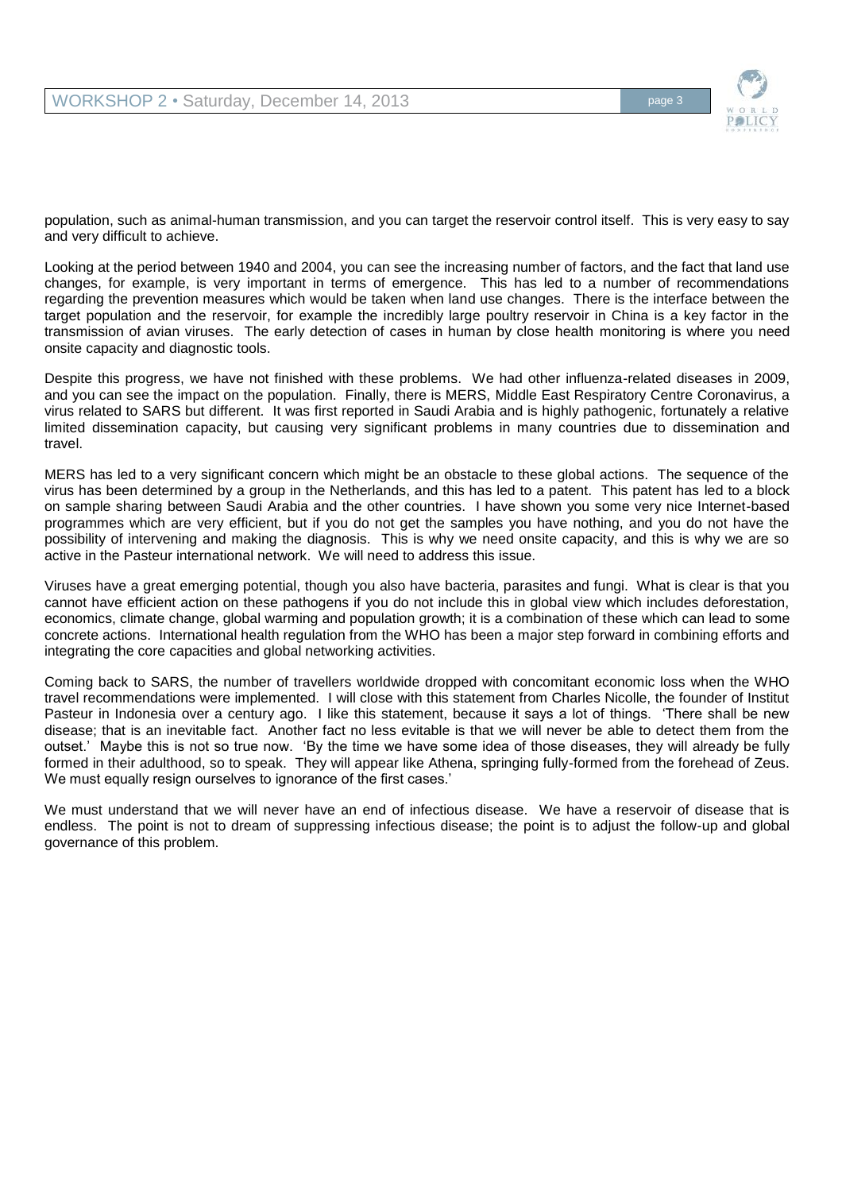population, such as animal-human transmission, and you can target the reservoir control itself. This is very easy to say and very difficult to achieve.

Looking at the period between 1940 and 2004, you can see the increasing number of factors, and the fact that land use changes, for example, is very important in terms of emergence. This has led to a number of recommendations regarding the prevention measures which would be taken when land use changes. There is the interface between the target population and the reservoir, for example the incredibly large poultry reservoir in China is a key factor in the transmission of avian viruses. The early detection of cases in human by close health monitoring is where you need onsite capacity and diagnostic tools.

Despite this progress, we have not finished with these problems. We had other influenza-related diseases in 2009, and you can see the impact on the population. Finally, there is MERS, Middle East Respiratory Centre Coronavirus, a virus related to SARS but different. It was first reported in Saudi Arabia and is highly pathogenic, fortunately a relative limited dissemination capacity, but causing very significant problems in many countries due to dissemination and travel.

MERS has led to a very significant concern which might be an obstacle to these global actions. The sequence of the virus has been determined by a group in the Netherlands, and this has led to a patent. This patent has led to a block on sample sharing between Saudi Arabia and the other countries. I have shown you some very nice Internet-based programmes which are very efficient, but if you do not get the samples you have nothing, and you do not have the possibility of intervening and making the diagnosis. This is why we need onsite capacity, and this is why we are so active in the Pasteur international network. We will need to address this issue.

Viruses have a great emerging potential, though you also have bacteria, parasites and fungi. What is clear is that you cannot have efficient action on these pathogens if you do not include this in global view which includes deforestation, economics, climate change, global warming and population growth; it is a combination of these which can lead to some concrete actions. International health regulation from the WHO has been a major step forward in combining efforts and integrating the core capacities and global networking activities.

Coming back to SARS, the number of travellers worldwide dropped with concomitant economic loss when the WHO travel recommendations were implemented. I will close with this statement from Charles Nicolle, the founder of Institut Pasteur in Indonesia over a century ago. I like this statement, because it says a lot of things. 'There shall be new disease; that is an inevitable fact. Another fact no less evitable is that we will never be able to detect them from the outset.' Maybe this is not so true now. 'By the time we have some idea of those diseases, they will already be fully formed in their adulthood, so to speak. They will appear like Athena, springing fully-formed from the forehead of Zeus. We must equally resign ourselves to ignorance of the first cases.'

We must understand that we will never have an end of infectious disease. We have a reservoir of disease that is endless. The point is not to dream of suppressing infectious disease; the point is to adjust the follow-up and global governance of this problem.